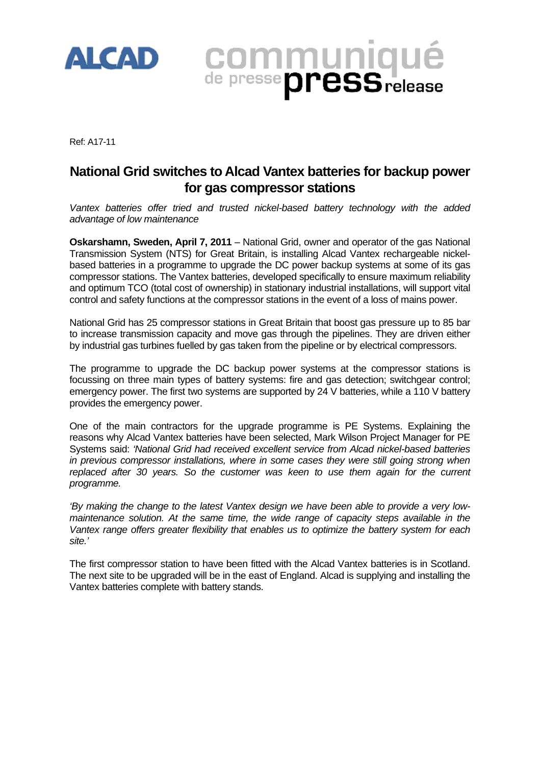ALCAD

communiqué de presse press release

Ref: A17-11

# National Grid switches to Alcad Vantex batteries for backup power for gas compressor stations

*Vantex batteries offer tried and trusted nickel-based battery technology with the added advantage of low maintenance*

**Oskarshamn, Sweden, April 7, 2011** – National Grid, owner and operator of the gas National Transmission System (NTS) for Great Britain, is installing Alcad Vantex rechargeable nickel-based batteries in a programme to upgrade the DC power backup systems at some of its gas compressor stations. The Vantex batteries, developed specifically to ensure maximum reliability and optimum TCO (total cost of ownership) in stationary industrial installations, will support vital control and safety functions at the compressor stations in the event of a loss of mains power.

National Grid has 25 compressor stations in Great Britain that boost gas pressure up to 85 bar to increase transmission capacity and move gas through the pipelines. They are driven either by industrial gas turbines fuelled by gas taken from the pipeline or by electrical compressors.

The programme to upgrade the DC backup power systems at the compressor stations is focussing on three main types of battery systems: fire and gas detection; switchgear control; emergency power. The first two systems are supported by 24 V batteries, while a 110 V battery provides the emergency power.

One of the main contractors for the upgrade programme is PE Systems. Explaining the reasons why Alcad Vantex batteries have been selected, Mark Wilson Project Manager for PE Systems said: *'National Grid had received excellent service from Alcad nickel-based batteries in previous compressor installations, where in some cases they were still going strong when replaced after 30 years. So the customer was keen to use them again for the current programme.*

*'By making the change to the latest Vantex design we have been able to provide a very low-maintenance solution. At the same time, the wide range of capacity steps available in the Vantex range offers greater flexibility that enables us to optimize the battery system for each site.'*

The first compressor station to have been fitted with the Alcad Vantex batteries is in Scotland. The next site to be upgraded will be in the east of England. Alcad is supplying and installing the Vantex batteries complete with battery stands.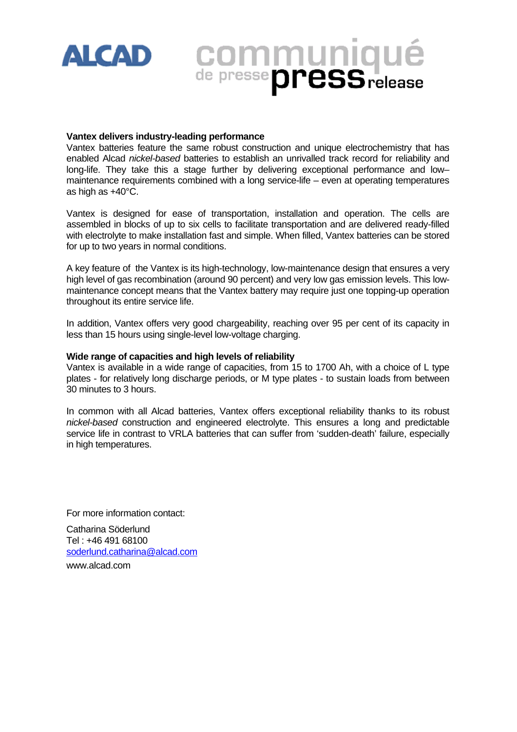**Vantex delivers industry-leading performance**

Vantex batteries feature the same robust construction and unique electrochemistry that has enabled Alcad *nickel-based* batteries to establish an unrivalled track record for reliability and long-life. They take this a stage further by delivering exceptional performance and low–maintenance requirements combined with a long service-life – even at operating temperatures as high as +40°C.

Vantex is designed for ease of transportation, installation and operation. The cells are assembled in blocks of up to six cells to facilitate transportation and are delivered ready-filled with electrolyte to make installation fast and simple. When filled, Vantex batteries can be stored for up to two years in normal conditions.

A key feature of the Vantex is its high-technology, low-maintenance design that ensures a very high level of gas recombination (around 90 percent) and very low gas emission levels. This low-maintenance concept means that the Vantex battery may require just one topping-up operation throughout its entire service life.

In addition, Vantex offers very good chargeability, reaching over 95 per cent of its capacity in less than 15 hours using single-level low-voltage charging.

**Wide range of capacities and high levels of reliability**

Vantex is available in a wide range of capacities, from 15 to 1700 Ah, with a choice of L type plates - for relatively long discharge periods, or M type plates - to sustain loads from between 30 minutes to 3 hours.

In common with all Alcad batteries, Vantex offers exceptional reliability thanks to its robust *nickel-based* construction and engineered electrolyte. This ensures a long and predictable service life in contrast to VRLA batteries that can suffer from 'sudden-death' failure, especially in high temperatures.

For more information contact:

Catharina Söderlund
Tel : +46 491 68100
soderlund.catharina@alcad.com

www.alcad.com